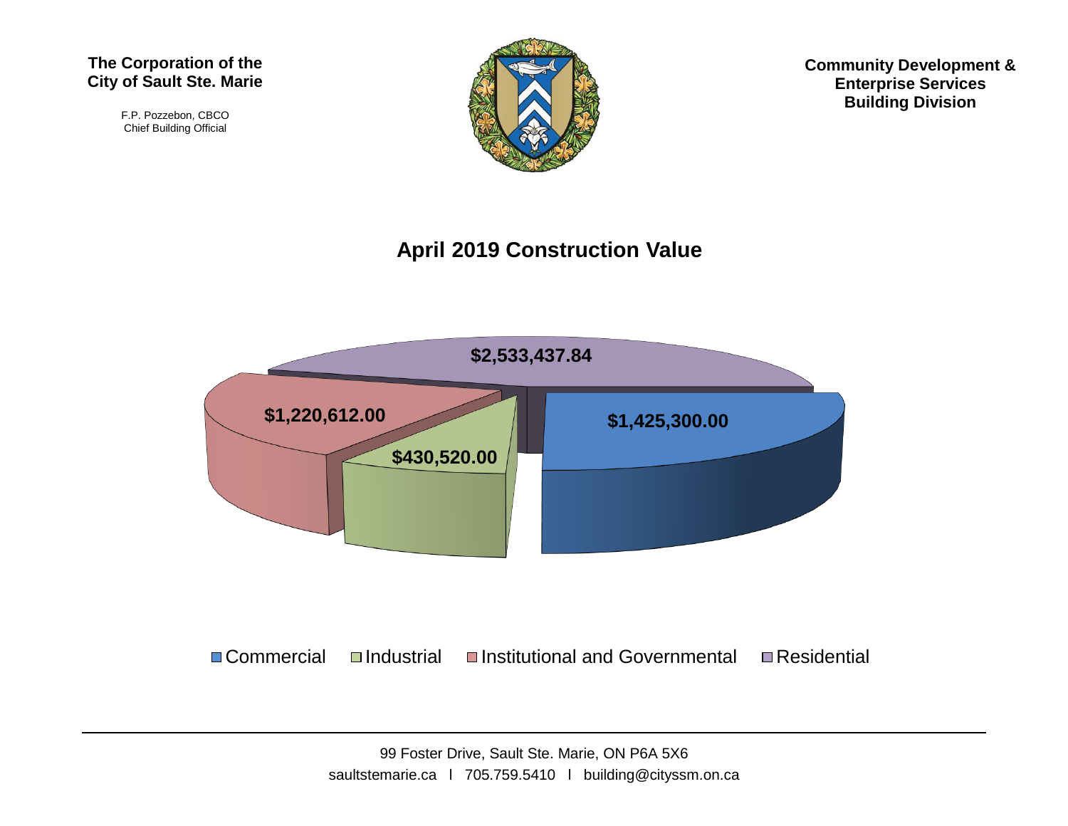**The Corporation of the City of Sault Ste. Marie**

F.P. Pozzebon, CBCO
Chief Building Official

**Community Development & Enterprise Services Building Division**

## April 2019 Construction Value

$2,533,437.84

$1,220,612.00

$1,425,300.00

$430,520.00

Commercial   Industrial   Institutional and Governmental   Residential

99 Foster Drive, Sault Ste. Marie, ON P6A 5X6
saultstemarie.ca l 705.759.5410 l building@cityssm.on.ca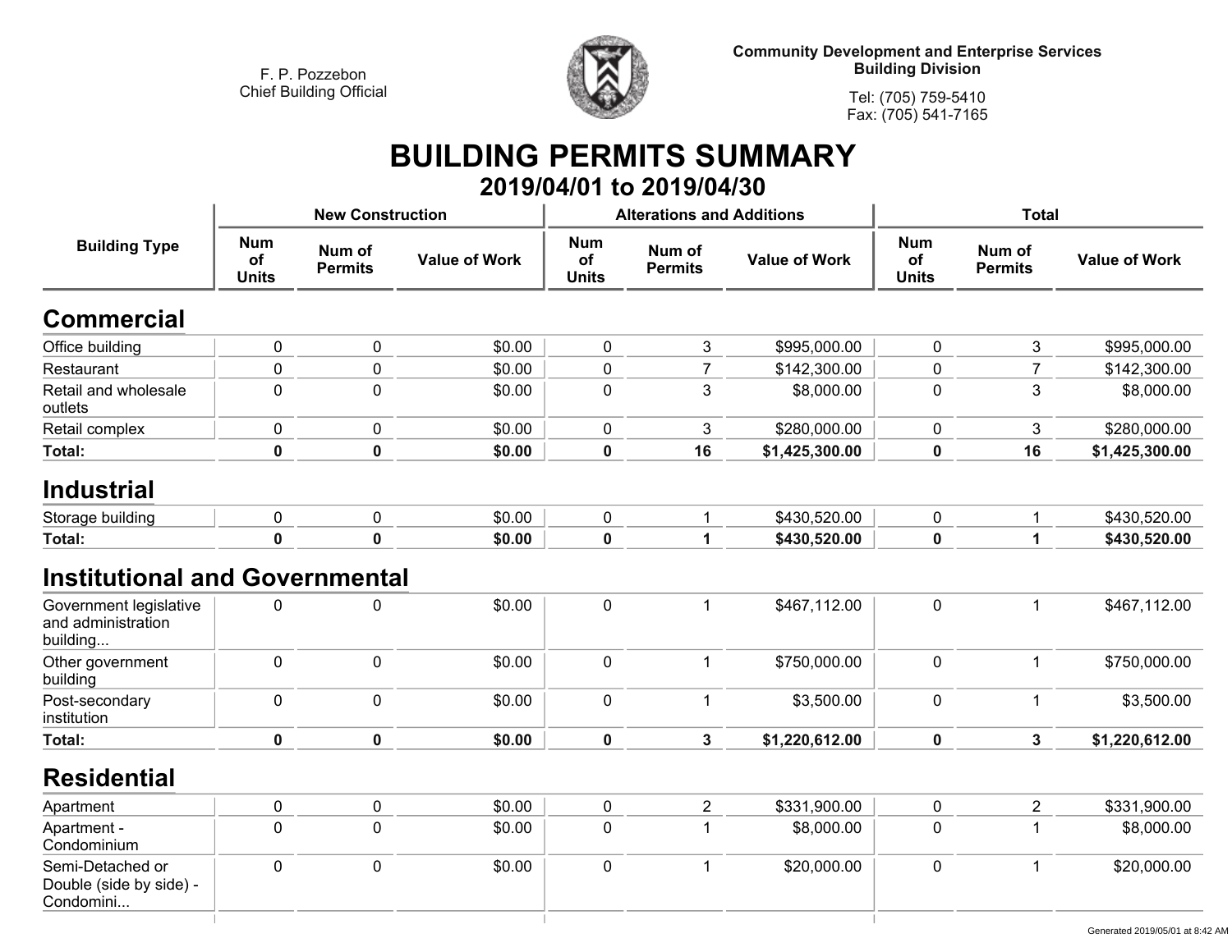F. P. Pozzebon
Chief Building Official

**Community Development and Enterprise Services**
**Building Division**

Tel: (705) 759-5410
Fax: (705) 541-7165

# BUILDING PERMITS SUMMARY

## 2019/04/01 to 2019/04/30

| Building Type | New Construction | | | Alterations and Additions | | | Total | | |
|---|---|---|---|---|---|---|---|---|---|
| | Num of Units | Num of Permits | Value of Work | Num of Units | Num of Permits | Value of Work | Num of Units | Num of Permits | Value of Work |
| **Commercial** | | | | | | | | | |
| Office building | 0 | 0 | $0.00 | 0 | 3 | $995,000.00 | 0 | 3 | $995,000.00 |
| Restaurant | 0 | 0 | $0.00 | 0 | 7 | $142,300.00 | 0 | 7 | $142,300.00 |
| Retail and wholesale outlets | 0 | 0 | $0.00 | 0 | 3 | $8,000.00 | 0 | 3 | $8,000.00 |
| Retail complex | 0 | 0 | $0.00 | 0 | 3 | $280,000.00 | 0 | 3 | $280,000.00 |
| **Total:** | **0** | **0** | **$0.00** | **0** | **16** | **$1,425,300.00** | **0** | **16** | **$1,425,300.00** |
| **Industrial** | | | | | | | | | |
| Storage building | 0 | 0 | $0.00 | 0 | 1 | $430,520.00 | 0 | 1 | $430,520.00 |
| **Total:** | **0** | **0** | **$0.00** | **0** | **1** | **$430,520.00** | **0** | **1** | **$430,520.00** |
| **Institutional and Governmental** | | | | | | | | | |
| Government legislative and administration building... | 0 | 0 | $0.00 | 0 | 1 | $467,112.00 | 0 | 1 | $467,112.00 |
| Other government building | 0 | 0 | $0.00 | 0 | 1 | $750,000.00 | 0 | 1 | $750,000.00 |
| Post-secondary institution | 0 | 0 | $0.00 | 0 | 1 | $3,500.00 | 0 | 1 | $3,500.00 |
| **Total:** | **0** | **0** | **$0.00** | **0** | **3** | **$1,220,612.00** | **0** | **3** | **$1,220,612.00** |
| **Residential** | | | | | | | | | |
| Apartment | 0 | 0 | $0.00 | 0 | 2 | $331,900.00 | 0 | 2 | $331,900.00 |
| Apartment - Condominium | 0 | 0 | $0.00 | 0 | 1 | $8,000.00 | 0 | 1 | $8,000.00 |
| Semi-Detached or Double (side by side) - Condomini... | 0 | 0 | $0.00 | 0 | 1 | $20,000.00 | 0 | 1 | $20,000.00 |

Generated 2019/05/01 at 8:42 AM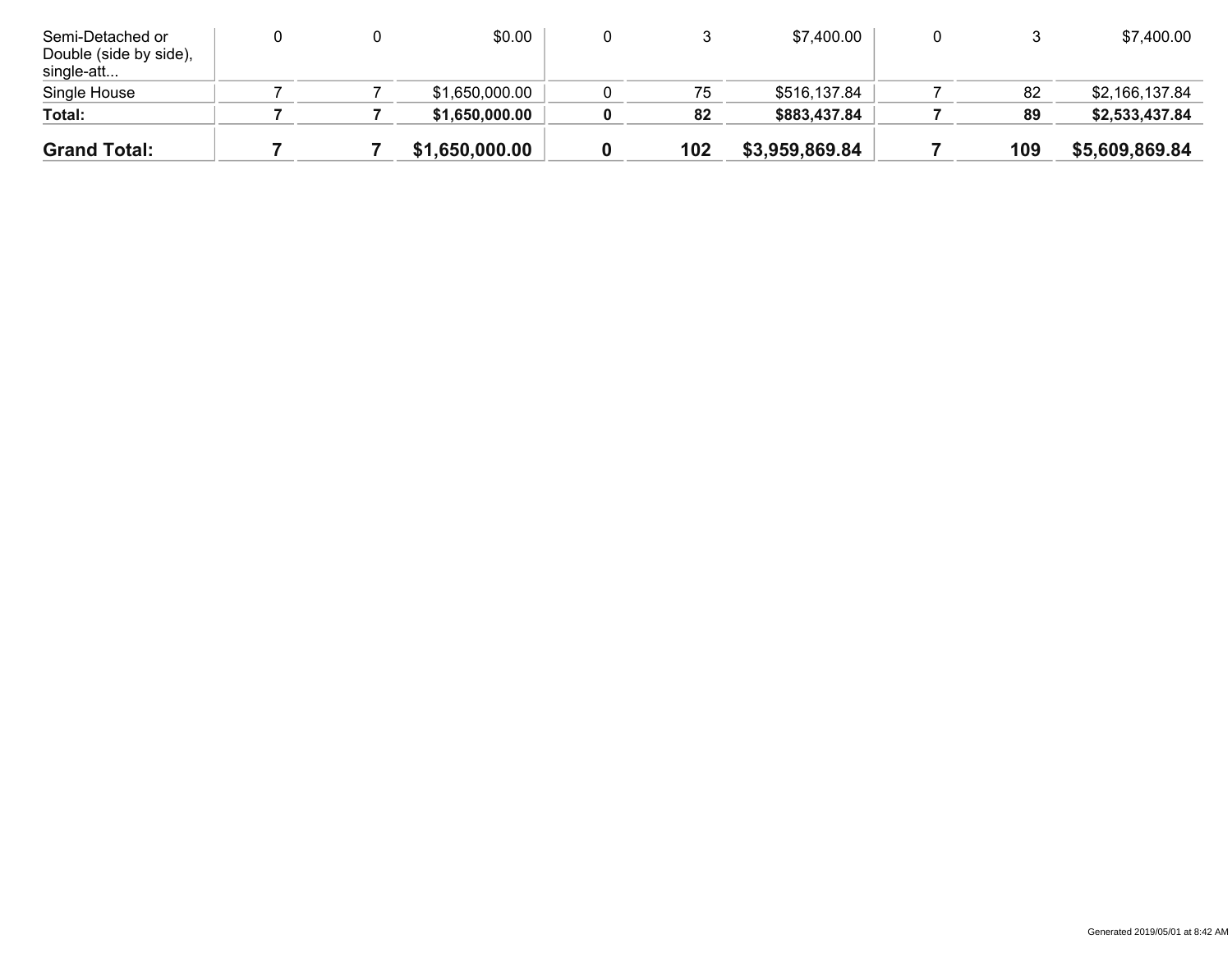| | | | | | | | | | |
|---|---|---|---|---|---|---|---|---|---|
| Semi-Detached or Double (side by side), single-att... | 0 | 0 | $0.00 | 0 | 3 | $7,400.00 | 0 | 3 | $7,400.00 |
| Single House | 7 | 7 | $1,650,000.00 | 0 | 75 | $516,137.84 | 7 | 82 | $2,166,137.84 |
| **Total:** | **7** | **7** | **$1,650,000.00** | **0** | **82** | **$883,437.84** | **7** | **89** | **$2,533,437.84** |
| **Grand Total:** | **7** | **7** | **$1,650,000.00** | **0** | **102** | **$3,959,869.84** | **7** | **109** | **$5,609,869.84** |

Generated 2019/05/01 at 8:42 AM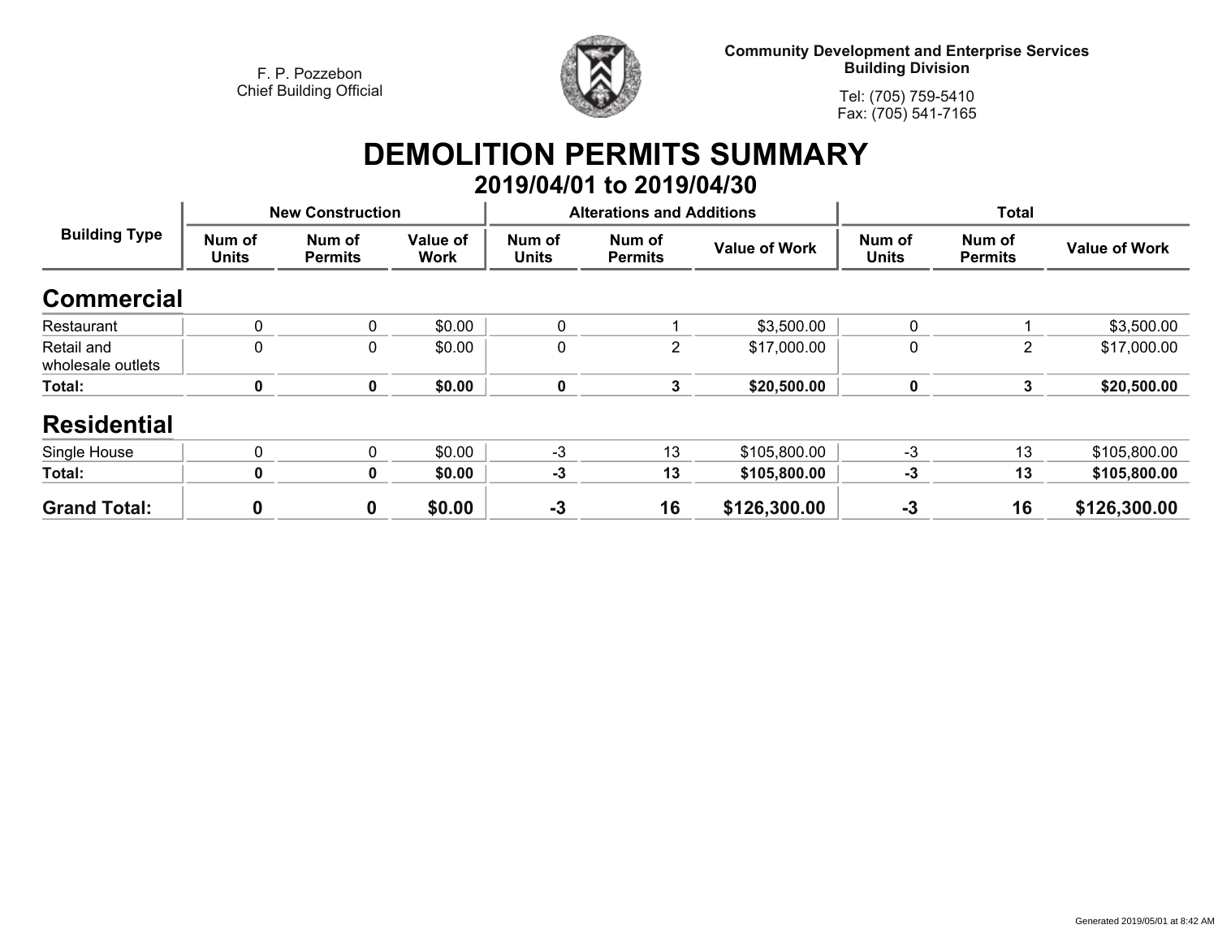F. P. Pozzebon
Chief Building Official

**Community Development and Enterprise Services**
**Building Division**

Tel: (705) 759-5410
Fax: (705) 541-7165

# DEMOLITION PERMITS SUMMARY

## 2019/04/01 to 2019/04/30

| Building Type | New Construction | | | Alterations and Additions | | | Total | | |
|---|---|---|---|---|---|---|---|---|---|
| | Num of Units | Num of Permits | Value of Work | Num of Units | Num of Permits | Value of Work | Num of Units | Num of Permits | Value of Work |
| **Commercial** | | | | | | | | | |
| Restaurant | 0 | 0 | $0.00 | 0 | 1 | $3,500.00 | 0 | 1 | $3,500.00 |
| Retail and wholesale outlets | 0 | 0 | $0.00 | 0 | 2 | $17,000.00 | 0 | 2 | $17,000.00 |
| **Total:** | **0** | **0** | **$0.00** | **0** | **3** | **$20,500.00** | **0** | **3** | **$20,500.00** |
| **Residential** | | | | | | | | | |
| Single House | 0 | 0 | $0.00 | -3 | 13 | $105,800.00 | -3 | 13 | $105,800.00 |
| **Total:** | **0** | **0** | **$0.00** | **-3** | **13** | **$105,800.00** | **-3** | **13** | **$105,800.00** |
| **Grand Total:** | **0** | **0** | **$0.00** | **-3** | **16** | **$126,300.00** | **-3** | **16** | **$126,300.00** |

Generated 2019/05/01 at 8:42 AM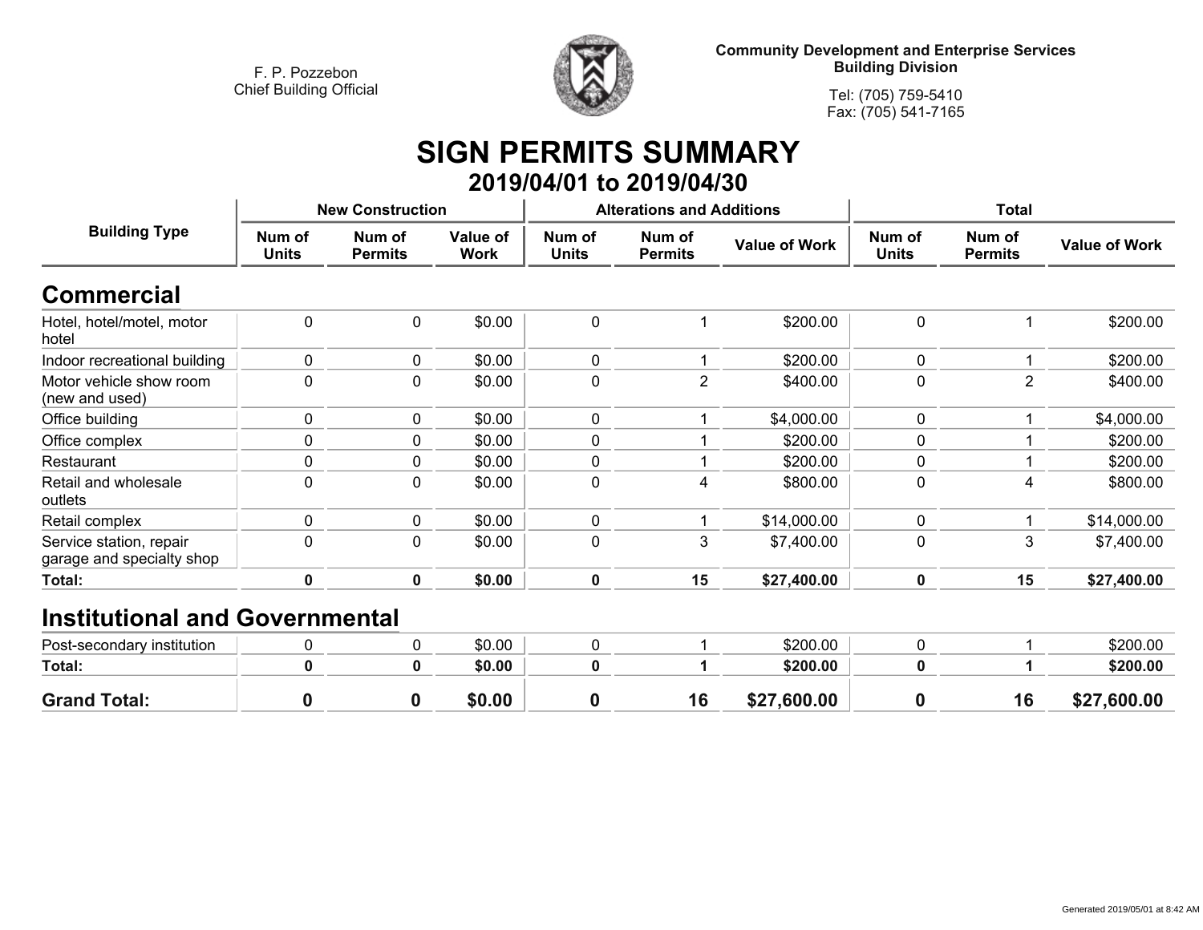F. P. Pozzebon
Chief Building Official

Community Development and Enterprise Services
Building Division

Tel: (705) 759-5410
Fax: (705) 541-7165

# SIGN PERMITS SUMMARY

## 2019/04/01 to 2019/04/30

| Building Type | New Construction | | | Alterations and Additions | | | Total | | |
|---|---|---|---|---|---|---|---|---|---|
| | Num of Units | Num of Permits | Value of Work | Num of Units | Num of Permits | Value of Work | Num of Units | Num of Permits | Value of Work |
| **Commercial** | | | | | | | | | |
| Hotel, hotel/motel, motor hotel | 0 | 0 | $0.00 | 0 | 1 | $200.00 | 0 | 1 | $200.00 |
| Indoor recreational building | 0 | 0 | $0.00 | 0 | 1 | $200.00 | 0 | 1 | $200.00 |
| Motor vehicle show room (new and used) | 0 | 0 | $0.00 | 0 | 2 | $400.00 | 0 | 2 | $400.00 |
| Office building | 0 | 0 | $0.00 | 0 | 1 | $4,000.00 | 0 | 1 | $4,000.00 |
| Office complex | 0 | 0 | $0.00 | 0 | 1 | $200.00 | 0 | 1 | $200.00 |
| Restaurant | 0 | 0 | $0.00 | 0 | 1 | $200.00 | 0 | 1 | $200.00 |
| Retail and wholesale outlets | 0 | 0 | $0.00 | 0 | 4 | $800.00 | 0 | 4 | $800.00 |
| Retail complex | 0 | 0 | $0.00 | 0 | 1 | $14,000.00 | 0 | 1 | $14,000.00 |
| Service station, repair garage and specialty shop | 0 | 0 | $0.00 | 0 | 3 | $7,400.00 | 0 | 3 | $7,400.00 |
| **Total:** | **0** | **0** | **$0.00** | **0** | **15** | **$27,400.00** | **0** | **15** | **$27,400.00** |
| **Institutional and Governmental** | | | | | | | | | |
| Post-secondary institution | 0 | 0 | $0.00 | 0 | 1 | $200.00 | 0 | 1 | $200.00 |
| **Total:** | **0** | **0** | **$0.00** | **0** | **1** | **$200.00** | **0** | **1** | **$200.00** |
| **Grand Total:** | **0** | **0** | **$0.00** | **0** | **16** | **$27,600.00** | **0** | **16** | **$27,600.00** |

Generated 2019/05/01 at 8:42 AM